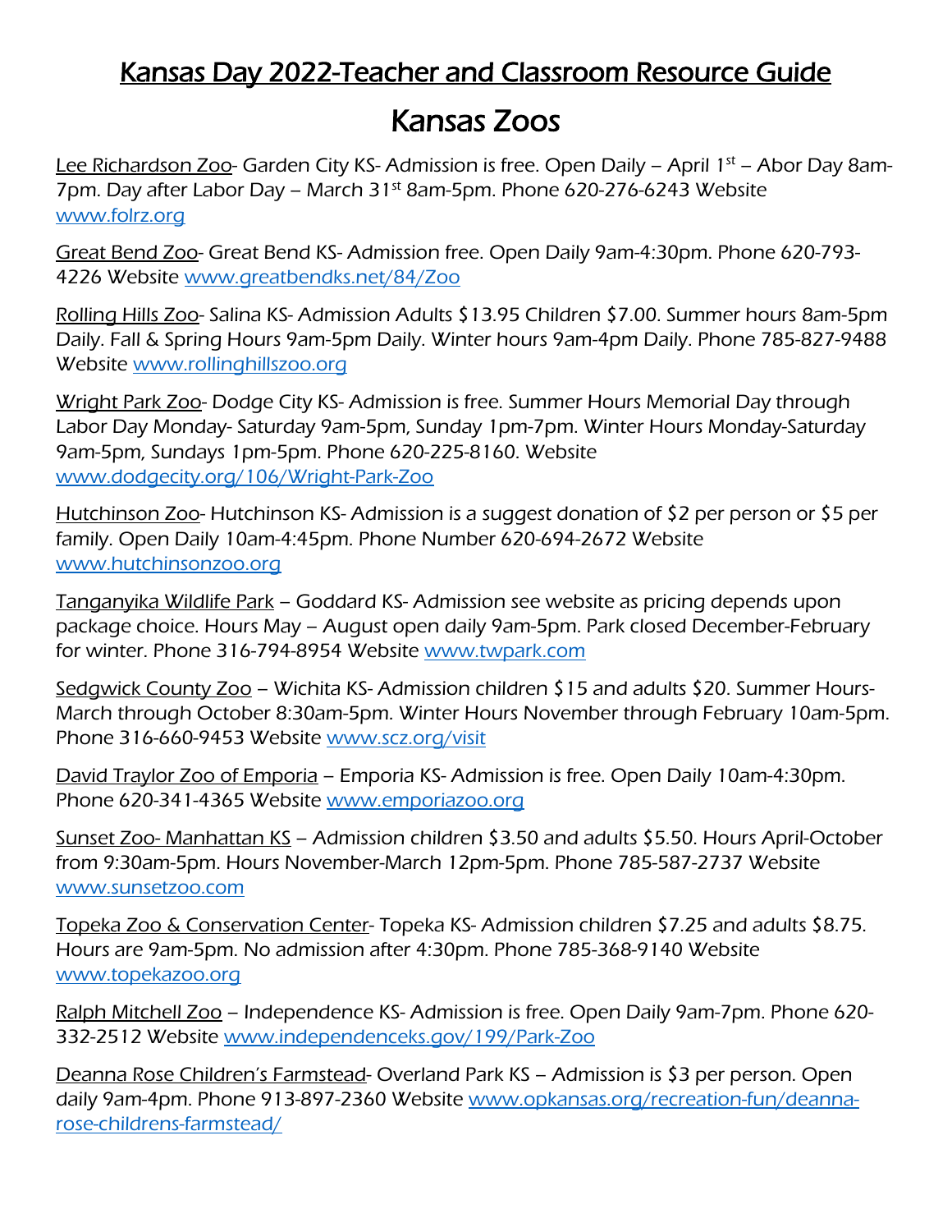# Kansas Day 2022-Teacher and Classroom Resource Guide

## Kansas Zoos

Lee Richardson Zoo- Garden City KS- Admission is free. Open Daily – April 1st – Abor Day 8am-7pm. Day after Labor Day – March 31st 8am-5pm. Phone 620-276-6243 Website www.folrz.org

Great Bend Zoo- Great Bend KS- Admission free. Open Daily 9am-4:30pm. Phone 620-793-4226 Website www.greatbendks.net/84/Zoo

Rolling Hills Zoo- Salina KS- Admission Adults $13.95 Children $7.00. Summer hours 8am-5pm Daily. Fall & Spring Hours 9am-5pm Daily. Winter hours 9am-4pm Daily. Phone 785-827-9488 Website www.rollinghillszoo.org

Wright Park Zoo- Dodge City KS- Admission is free. Summer Hours Memorial Day through Labor Day Monday- Saturday 9am-5pm, Sunday 1pm-7pm. Winter Hours Monday-Saturday 9am-5pm, Sundays 1pm-5pm. Phone 620-225-8160. Website www.dodgecity.org/106/Wright-Park-Zoo

Hutchinson Zoo- Hutchinson KS- Admission is a suggest donation of $2 per person or $5 per family. Open Daily 10am-4:45pm. Phone Number 620-694-2672 Website www.hutchinsonzoo.org

Tanganyika Wildlife Park – Goddard KS- Admission see website as pricing depends upon package choice. Hours May – August open daily 9am-5pm. Park closed December-February for winter. Phone 316-794-8954 Website www.twpark.com

Sedgwick County Zoo – Wichita KS- Admission children $15 and adults $20. Summer Hours-March through October 8:30am-5pm. Winter Hours November through February 10am-5pm. Phone 316-660-9453 Website www.scz.org/visit

David Traylor Zoo of Emporia – Emporia KS- Admission is free. Open Daily 10am-4:30pm. Phone 620-341-4365 Website www.emporiazoo.org

Sunset Zoo- Manhattan KS – Admission children $3.50 and adults $5.50. Hours April-October from 9:30am-5pm. Hours November-March 12pm-5pm. Phone 785-587-2737 Website www.sunsetzoo.com

Topeka Zoo & Conservation Center- Topeka KS- Admission children $7.25 and adults $8.75. Hours are 9am-5pm. No admission after 4:30pm. Phone 785-368-9140 Website www.topekazoo.org

Ralph Mitchell Zoo – Independence KS- Admission is free. Open Daily 9am-7pm. Phone 620-332-2512 Website www.independenceks.gov/199/Park-Zoo

Deanna Rose Children's Farmstead- Overland Park KS – Admission is $3 per person. Open daily 9am-4pm. Phone 913-897-2360 Website www.opkansas.org/recreation-fun/deanna-rose-childrens-farmstead/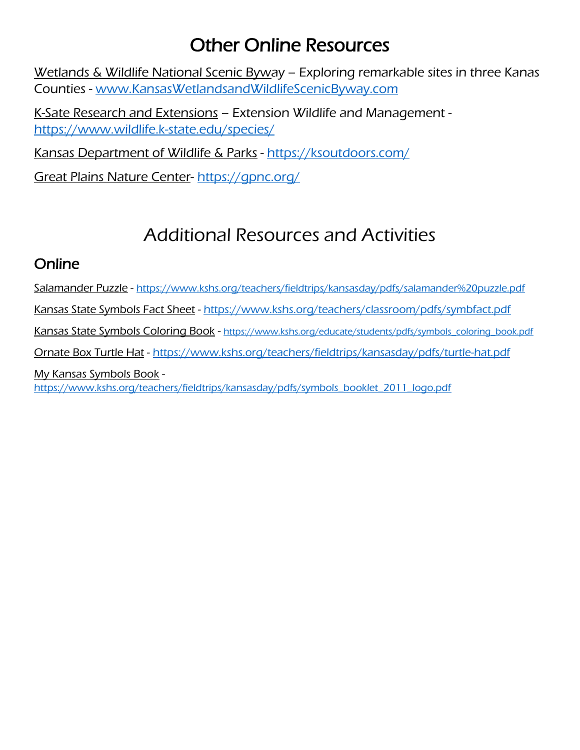# Other Online Resources

Wetlands & Wildlife National Scenic Byway – Exploring remarkable sites in three Kanas Counties - www.KansasWetlandsandWildlifeScenicByway.com

K-Sate Research and Extensions – Extension Wildlife and Management - https://www.wildlife.k-state.edu/species/

Kansas Department of Wildlife & Parks - https://ksoutdoors.com/

Great Plains Nature Center- https://gpnc.org/

# Additional Resources and Activities

## Online

Salamander Puzzle - https://www.kshs.org/teachers/fieldtrips/kansasday/pdfs/salamander%20puzzle.pdf

Kansas State Symbols Fact Sheet - https://www.kshs.org/teachers/classroom/pdfs/symbfact.pdf

Kansas State Symbols Coloring Book - https://www.kshs.org/educate/students/pdfs/symbols_coloring_book.pdf

Ornate Box Turtle Hat - https://www.kshs.org/teachers/fieldtrips/kansasday/pdfs/turtle-hat.pdf

My Kansas Symbols Book - https://www.kshs.org/teachers/fieldtrips/kansasday/pdfs/symbols_booklet_2011_logo.pdf